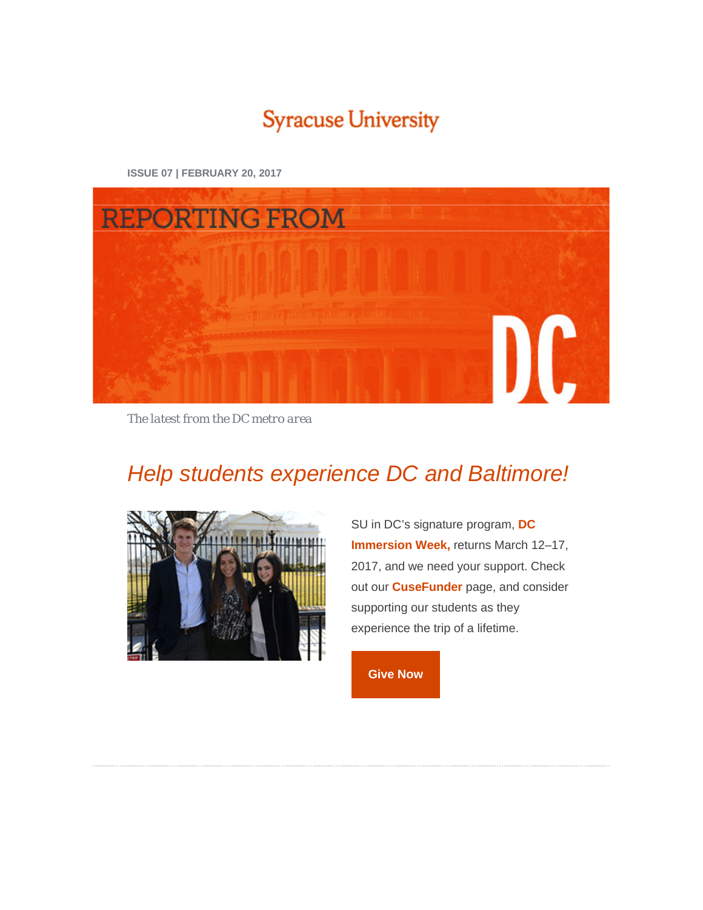Syracuse University

**ISSUE 07 | FEBRUARY 20, 2017**

# REPORTING FROM DC

*The latest from the DC metro area*

## *Help students experience DC and Baltimore!*

SU in DC's signature program, **DC Immersion Week,** returns March 12–17, 2017, and we need your support. Check out our **CuseFunder** page, and consider supporting our students as they experience the trip of a lifetime.

**Give Now**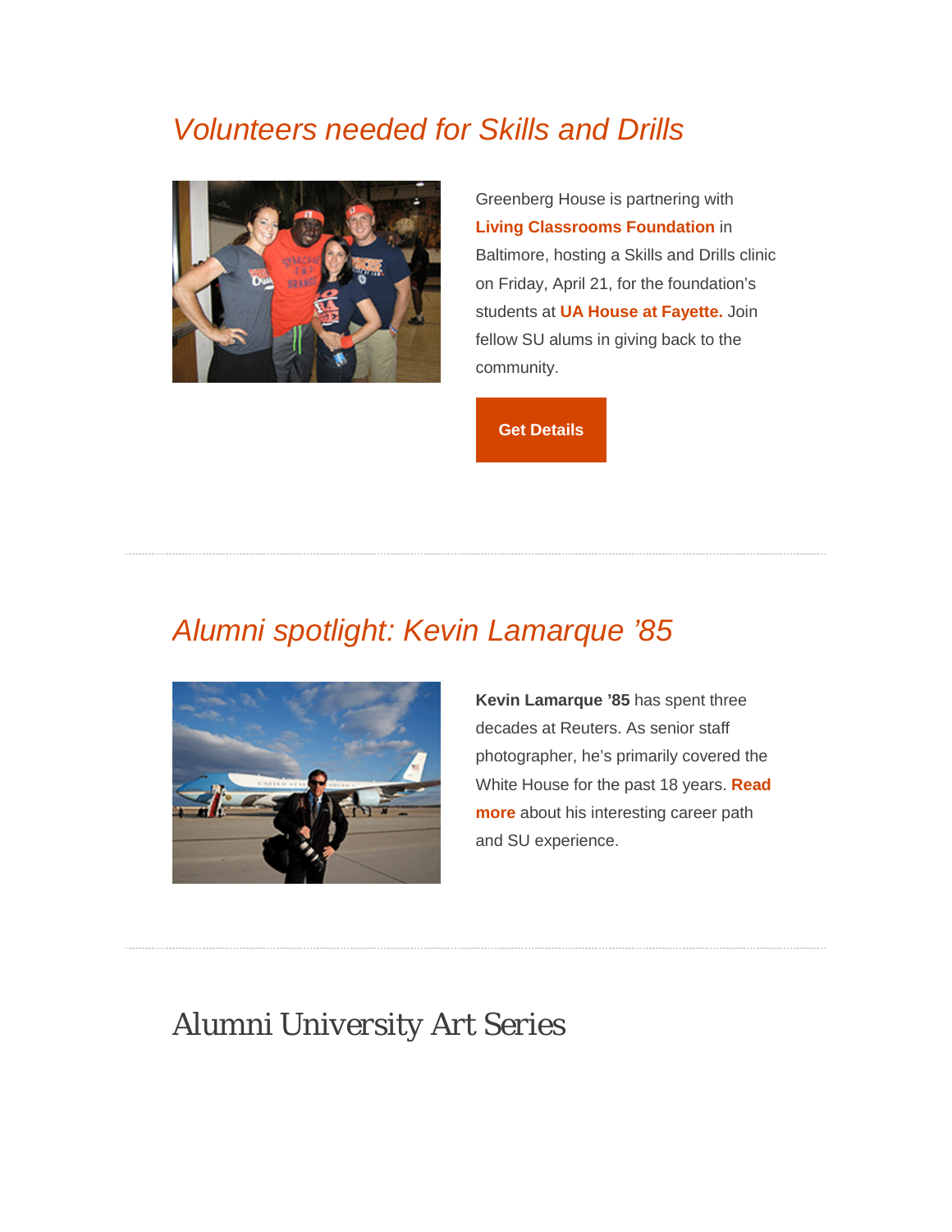## *Volunteers needed for Skills and Drills*

Greenberg House is partnering with **Living Classrooms Foundation** in Baltimore, hosting a Skills and Drills clinic on Friday, April 21, for the foundation's students at **UA House at Fayette.** Join fellow SU alums in giving back to the community.

**Get Details**

---

## *Alumni spotlight: Kevin Lamarque '85*

**Kevin Lamarque '85** has spent three decades at Reuters. As senior staff photographer, he's primarily covered the White House for the past 18 years. **Read more** about his interesting career path and SU experience.

---

## Alumni University Art Series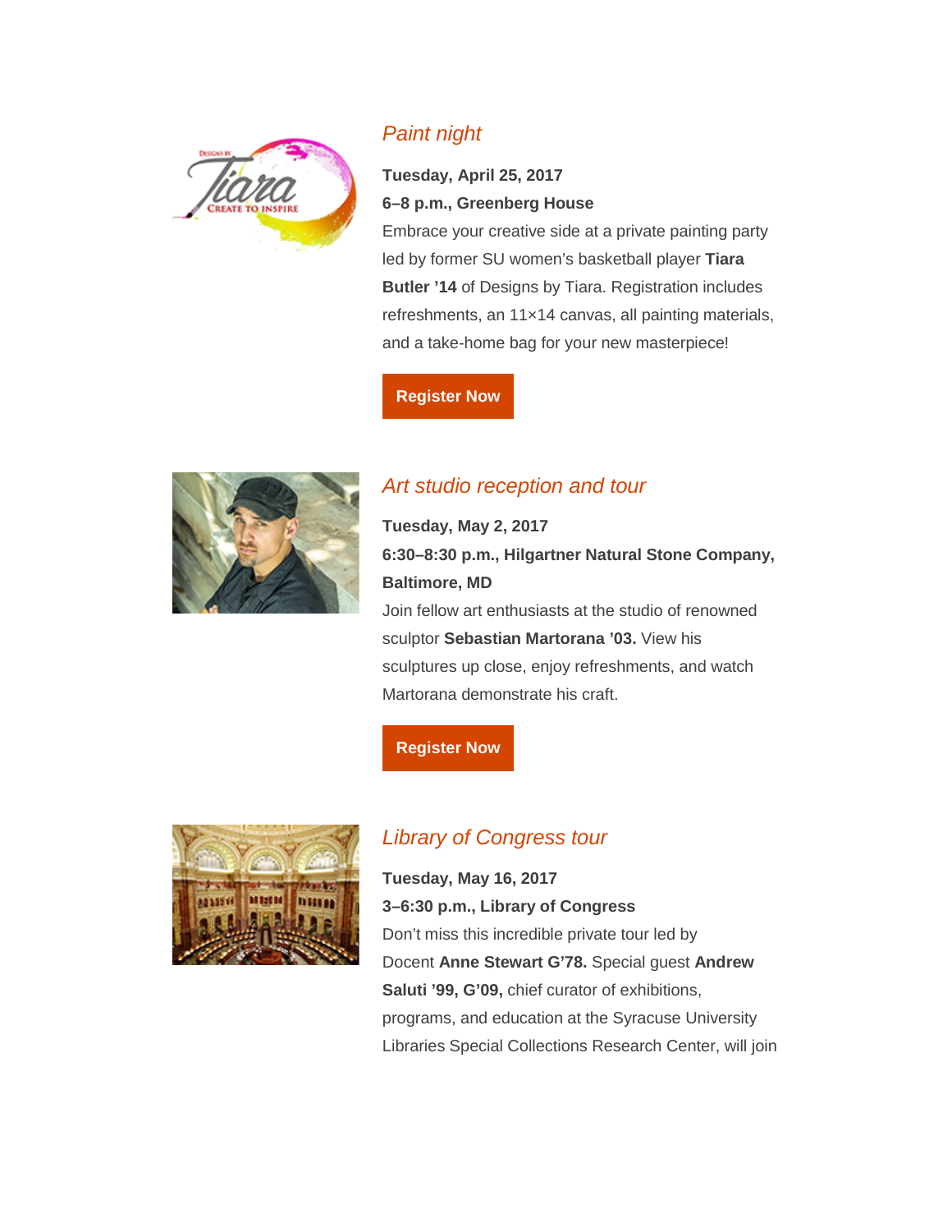## *Paint night*

**Tuesday, April 25, 2017**
**6–8 p.m., Greenberg House**
Embrace your creative side at a private painting party led by former SU women's basketball player **Tiara Butler '14** of Designs by Tiara. Registration includes refreshments, an 11×14 canvas, all painting materials, and a take-home bag for your new masterpiece!

**Register Now**

## *Art studio reception and tour*

**Tuesday, May 2, 2017**
**6:30–8:30 p.m., Hilgartner Natural Stone Company, Baltimore, MD**
Join fellow art enthusiasts at the studio of renowned sculptor **Sebastian Martorana '03.** View his sculptures up close, enjoy refreshments, and watch Martorana demonstrate his craft.

**Register Now**

## *Library of Congress tour*

**Tuesday, May 16, 2017**
**3–6:30 p.m., Library of Congress**
Don't miss this incredible private tour led by Docent **Anne Stewart G'78.** Special guest **Andrew Saluti '99, G'09,** chief curator of exhibitions, programs, and education at the Syracuse University Libraries Special Collections Research Center, will join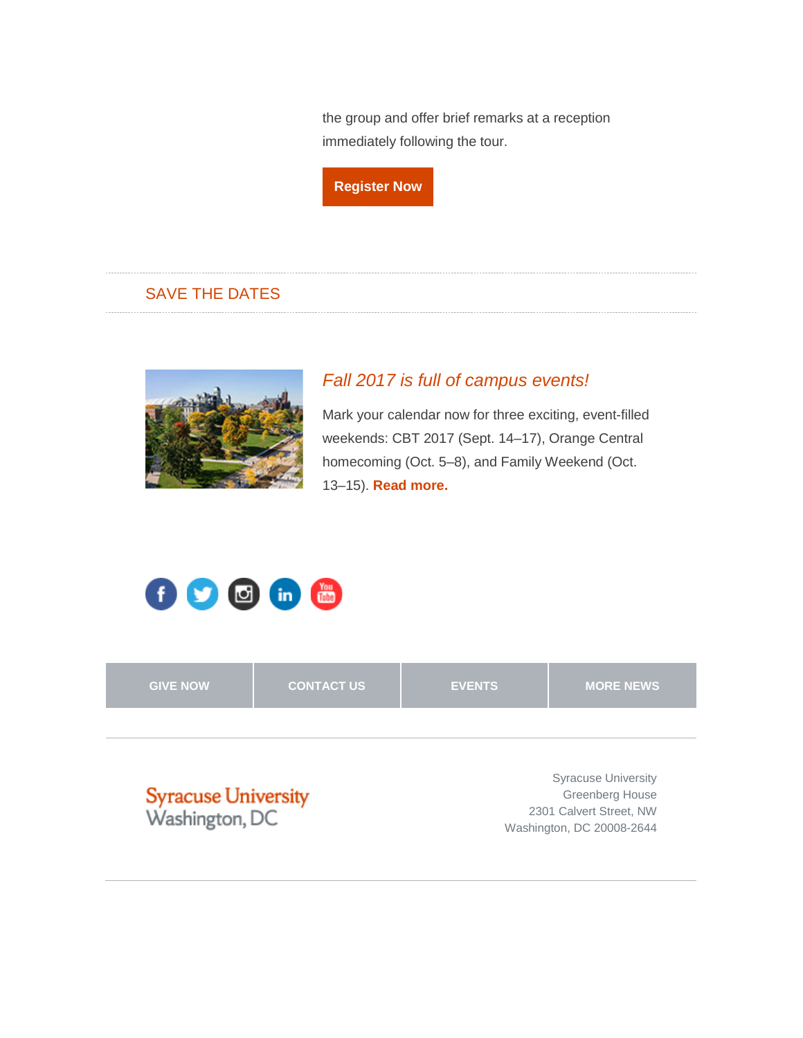the group and offer brief remarks at a reception immediately following the tour.

**Register Now**

## SAVE THE DATES

### *Fall 2017 is full of campus events!*

Mark your calendar now for three exciting, event-filled weekends: CBT 2017 (Sept. 14–17), Orange Central homecoming (Oct. 5–8), and Family Weekend (Oct. 13–15). **Read more.**

GIVE NOW | CONTACT US | EVENTS | MORE NEWS

Syracuse University
Washington, DC

Syracuse University
Greenberg House
2301 Calvert Street, NW
Washington, DC 20008-2644